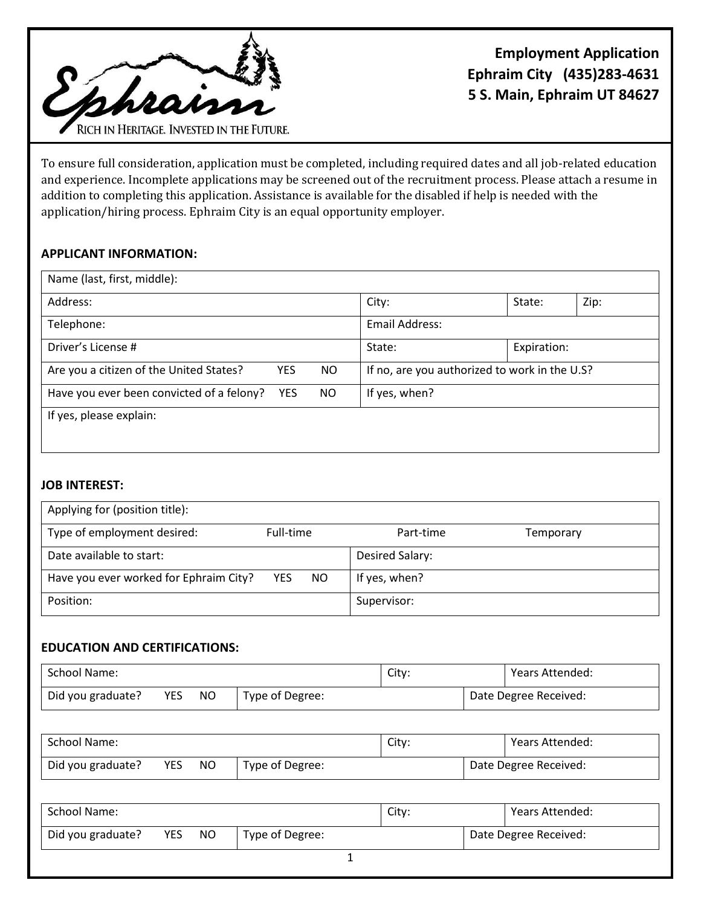Ephraim
RICH IN HERITAGE. INVESTED IN THE FUTURE.

**Employment Application**
**Ephraim City (435)283-4631**
**5 S. Main, Ephraim UT 84627**

To ensure full consideration, application must be completed, including required dates and all job-related education and experience. Incomplete applications may be screened out of the recruitment process. Please attach a resume in addition to completing this application. Assistance is available for the disabled if help is needed with the application/hiring process. Ephraim City is an equal opportunity employer.

**APPLICANT INFORMATION:**

| Name (last, first, middle): | | | |
|---|---|---|---|
| Address: | City: | State: | Zip: |
| Telephone: | Email Address: | | |
| Driver's License # | State: | Expiration: | |
| Are you a citizen of the United States? YES NO | If no, are you authorized to work in the U.S? | | |
| Have you ever been convicted of a felony? YES NO | If yes, when? | | |
| If yes, please explain: | | | |

**JOB INTEREST:**

| Applying for (position title): | | | |
|---|---|---|---|
| Type of employment desired: | Full-time | Part-time | Temporary |
| Date available to start: | | Desired Salary: | |
| Have you ever worked for Ephraim City? YES NO | | If yes, when? | |
| Position: | | Supervisor: | |

**EDUCATION AND CERTIFICATIONS:**

| School Name: | | City: | Years Attended: |
|---|---|---|---|
| Did you graduate? YES NO | Type of Degree: | | Date Degree Received: |

| School Name: | | City: | Years Attended: |
|---|---|---|---|
| Did you graduate? YES NO | Type of Degree: | | Date Degree Received: |

| School Name: | | City: | Years Attended: |
|---|---|---|---|
| Did you graduate? YES NO | Type of Degree: | | Date Degree Received: |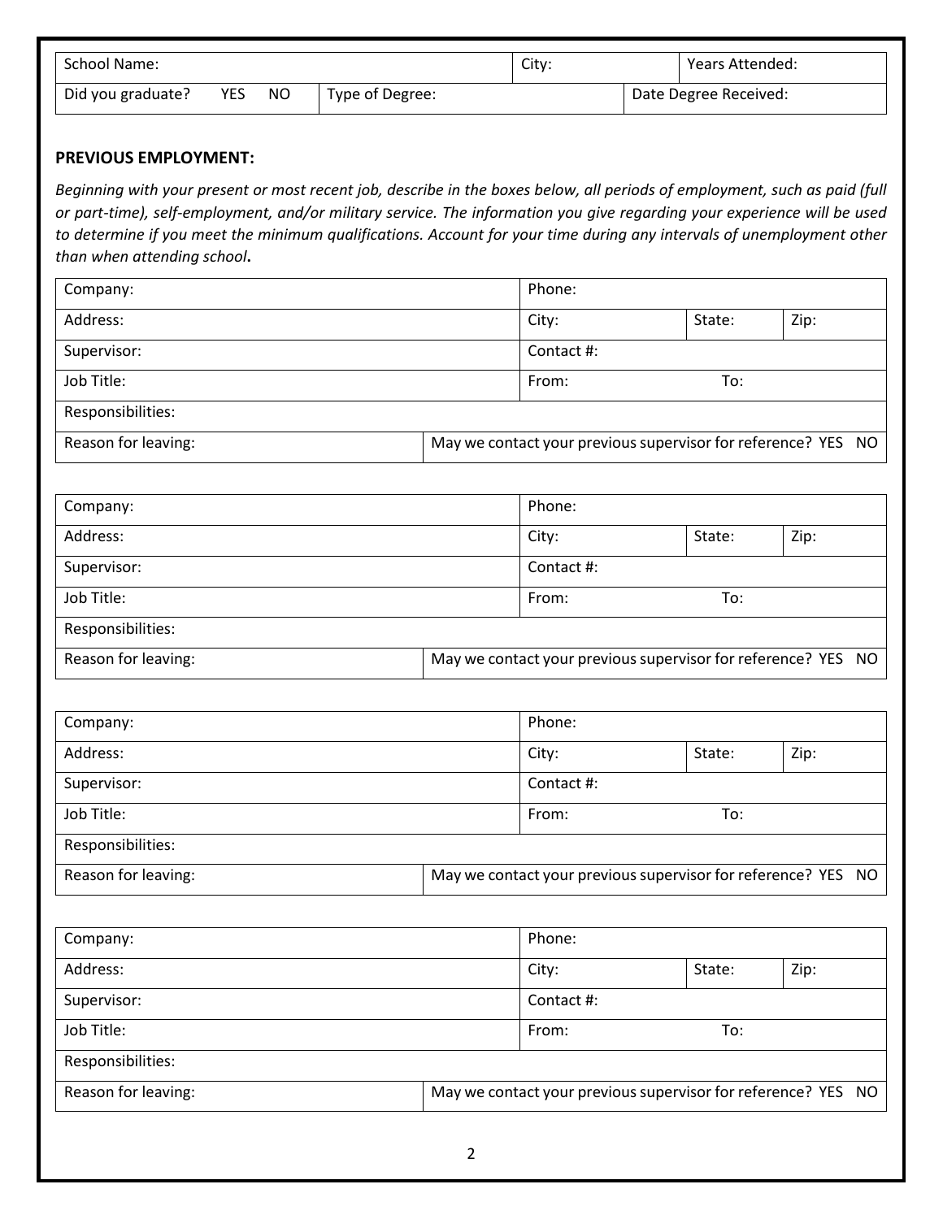| School Name: | | City: | Years Attended: |
|---|---|---|---|
| Did you graduate? YES NO | Type of Degree: | | Date Degree Received: |

**PREVIOUS EMPLOYMENT:**

*Beginning with your present or most recent job, describe in the boxes below, all periods of employment, such as paid (full or part-time), self-employment, and/or military service. The information you give regarding your experience will be used to determine if you meet the minimum qualifications. Account for your time during any intervals of unemployment other than when attending school***.**

| Company: | | Phone: | | |
|---|---|---|---|---|
| Address: | | City: | State: | Zip: |
| Supervisor: | | Contact #: | | |
| Job Title: | | From: | To: | |
| Responsibilities: | | | | |
| Reason for leaving: | May we contact your previous supervisor for reference? YES NO | | | |

| Company: | | Phone: | | |
|---|---|---|---|---|
| Address: | | City: | State: | Zip: |
| Supervisor: | | Contact #: | | |
| Job Title: | | From: | To: | |
| Responsibilities: | | | | |
| Reason for leaving: | May we contact your previous supervisor for reference? YES NO | | | |

| Company: | | Phone: | | |
|---|---|---|---|---|
| Address: | | City: | State: | Zip: |
| Supervisor: | | Contact #: | | |
| Job Title: | | From: | To: | |
| Responsibilities: | | | | |
| Reason for leaving: | May we contact your previous supervisor for reference? YES NO | | | |

| Company: | | Phone: | | |
|---|---|---|---|---|
| Address: | | City: | State: | Zip: |
| Supervisor: | | Contact #: | | |
| Job Title: | | From: | To: | |
| Responsibilities: | | | | |
| Reason for leaving: | May we contact your previous supervisor for reference? YES NO | | | |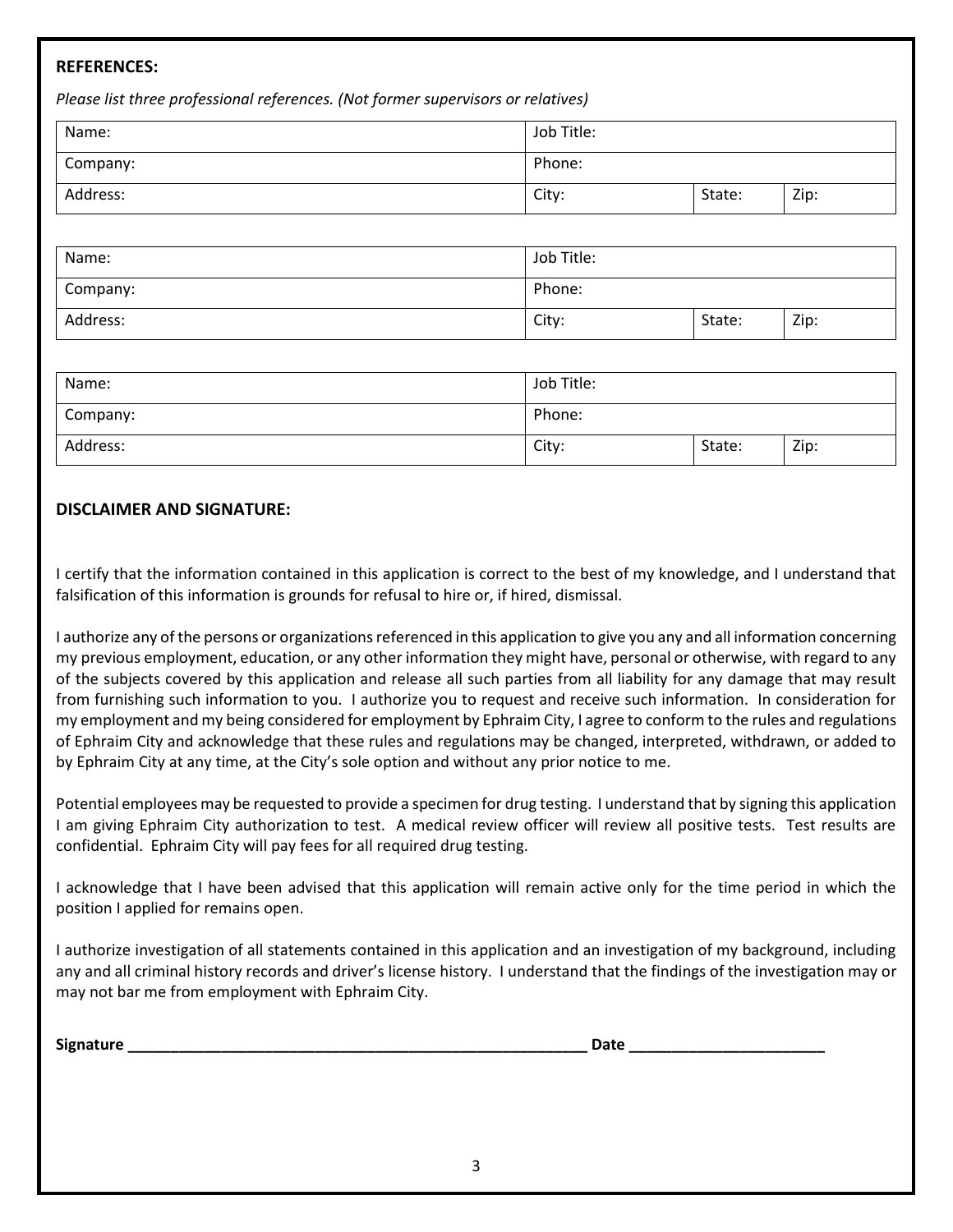**REFERENCES:**

*Please list three professional references. (Not former supervisors or relatives)*

| | | | |
|---|---|---|---|
| Name: | Job Title: | | |
| Company: | Phone: | | |
| Address: | City: | State: | Zip: |

| | | | |
|---|---|---|---|
| Name: | Job Title: | | |
| Company: | Phone: | | |
| Address: | City: | State: | Zip: |

| | | | |
|---|---|---|---|
| Name: | Job Title: | | |
| Company: | Phone: | | |
| Address: | City: | State: | Zip: |

**DISCLAIMER AND SIGNATURE:**

I certify that the information contained in this application is correct to the best of my knowledge, and I understand that falsification of this information is grounds for refusal to hire or, if hired, dismissal.

I authorize any of the persons or organizations referenced in this application to give you any and all information concerning my previous employment, education, or any other information they might have, personal or otherwise, with regard to any of the subjects covered by this application and release all such parties from all liability for any damage that may result from furnishing such information to you. I authorize you to request and receive such information. In consideration for my employment and my being considered for employment by Ephraim City, I agree to conform to the rules and regulations of Ephraim City and acknowledge that these rules and regulations may be changed, interpreted, withdrawn, or added to by Ephraim City at any time, at the City's sole option and without any prior notice to me.

Potential employees may be requested to provide a specimen for drug testing. I understand that by signing this application I am giving Ephraim City authorization to test. A medical review officer will review all positive tests. Test results are confidential. Ephraim City will pay fees for all required drug testing.

I acknowledge that I have been advised that this application will remain active only for the time period in which the position I applied for remains open.

I authorize investigation of all statements contained in this application and an investigation of my background, including any and all criminal history records and driver's license history. I understand that the findings of the investigation may or may not bar me from employment with Ephraim City.

**Signature** ________________________________________________________ **Date** _______________________